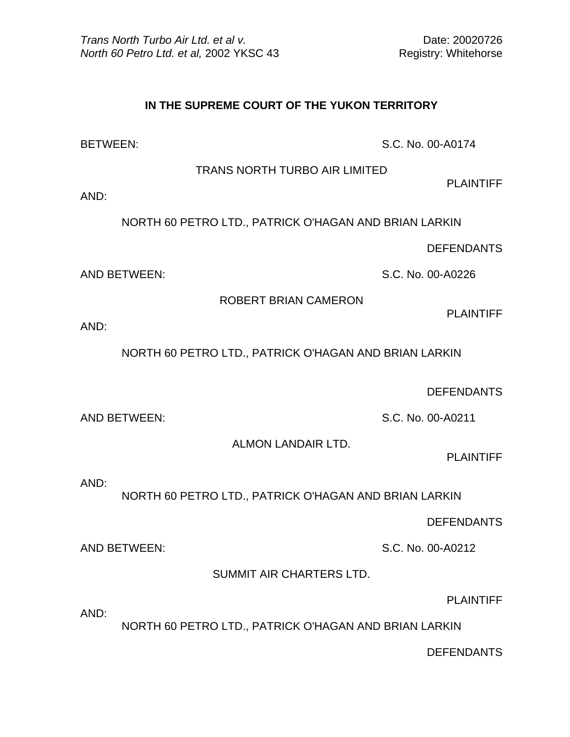*Trans North Turbo Air Ltd. et al v. North 60 Petro Ltd. et al,* 2002 YKSC 43

Date: 20020726
Registry: Whitehorse

**IN THE SUPREME COURT OF THE YUKON TERRITORY**

BETWEEN: S.C. No. 00-A0174

TRANS NORTH TURBO AIR LIMITED

PLAINTIFF

AND:

NORTH 60 PETRO LTD., PATRICK O'HAGAN AND BRIAN LARKIN

DEFENDANTS

AND BETWEEN: S.C. No. 00-A0226

ROBERT BRIAN CAMERON

PLAINTIFF

AND:

NORTH 60 PETRO LTD., PATRICK O'HAGAN AND BRIAN LARKIN

DEFENDANTS

AND BETWEEN: S.C. No. 00-A0211

ALMON LANDAIR LTD.

PLAINTIFF

AND:

NORTH 60 PETRO LTD., PATRICK O'HAGAN AND BRIAN LARKIN

DEFENDANTS

AND BETWEEN: S.C. No. 00-A0212

SUMMIT AIR CHARTERS LTD.

PLAINTIFF

AND:

NORTH 60 PETRO LTD., PATRICK O'HAGAN AND BRIAN LARKIN

DEFENDANTS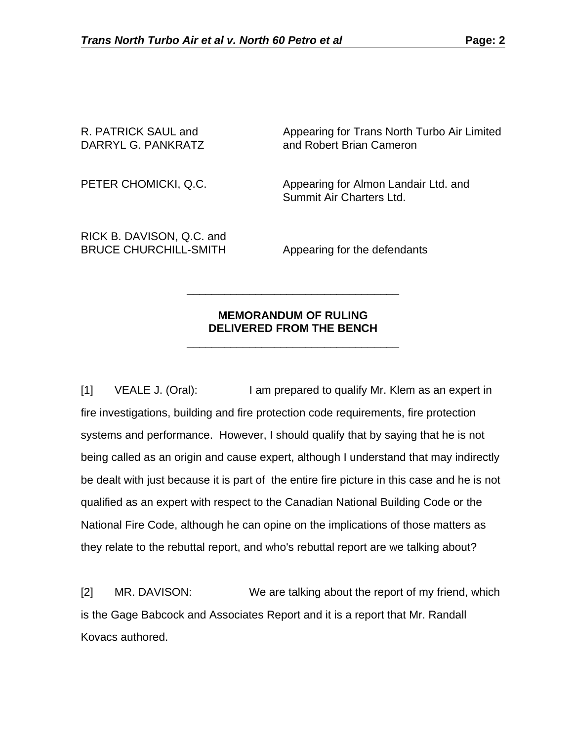| | |
|---|---|
| R. PATRICK SAUL and DARRYL G. PANKRATZ | Appearing for Trans North Turbo Air Limited and Robert Brian Cameron |
| PETER CHOMICKI, Q.C. | Appearing for Almon Landair Ltd. and Summit Air Charters Ltd. |
| RICK B. DAVISON, Q.C. and BRUCE CHURCHILL-SMITH | Appearing for the defendants |

---

**MEMORANDUM OF RULING**
**DELIVERED FROM THE BENCH**

---

[1] VEALE J. (Oral): I am prepared to qualify Mr. Klem as an expert in fire investigations, building and fire protection code requirements, fire protection systems and performance. However, I should qualify that by saying that he is not being called as an origin and cause expert, although I understand that may indirectly be dealt with just because it is part of the entire fire picture in this case and he is not qualified as an expert with respect to the Canadian National Building Code or the National Fire Code, although he can opine on the implications of those matters as they relate to the rebuttal report, and who's rebuttal report are we talking about?

[2] MR. DAVISON: We are talking about the report of my friend, which is the Gage Babcock and Associates Report and it is a report that Mr. Randall Kovacs authored.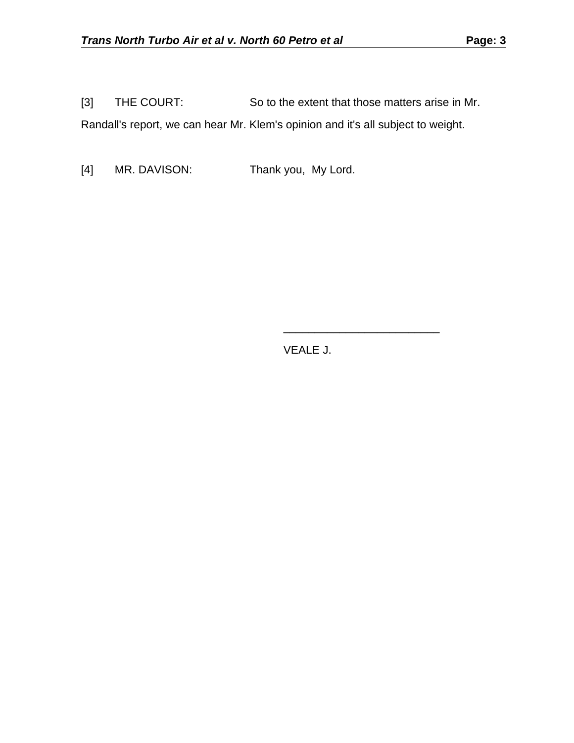[3] THE COURT: So to the extent that those matters arise in Mr. Randall's report, we can hear Mr. Klem's opinion and it's all subject to weight.

[4] MR. DAVISON: Thank you, My Lord.

\_\_\_\_\_\_\_\_\_\_\_\_\_\_\_\_\_\_\_\_\_\_\_\_\_\_

VEALE J.